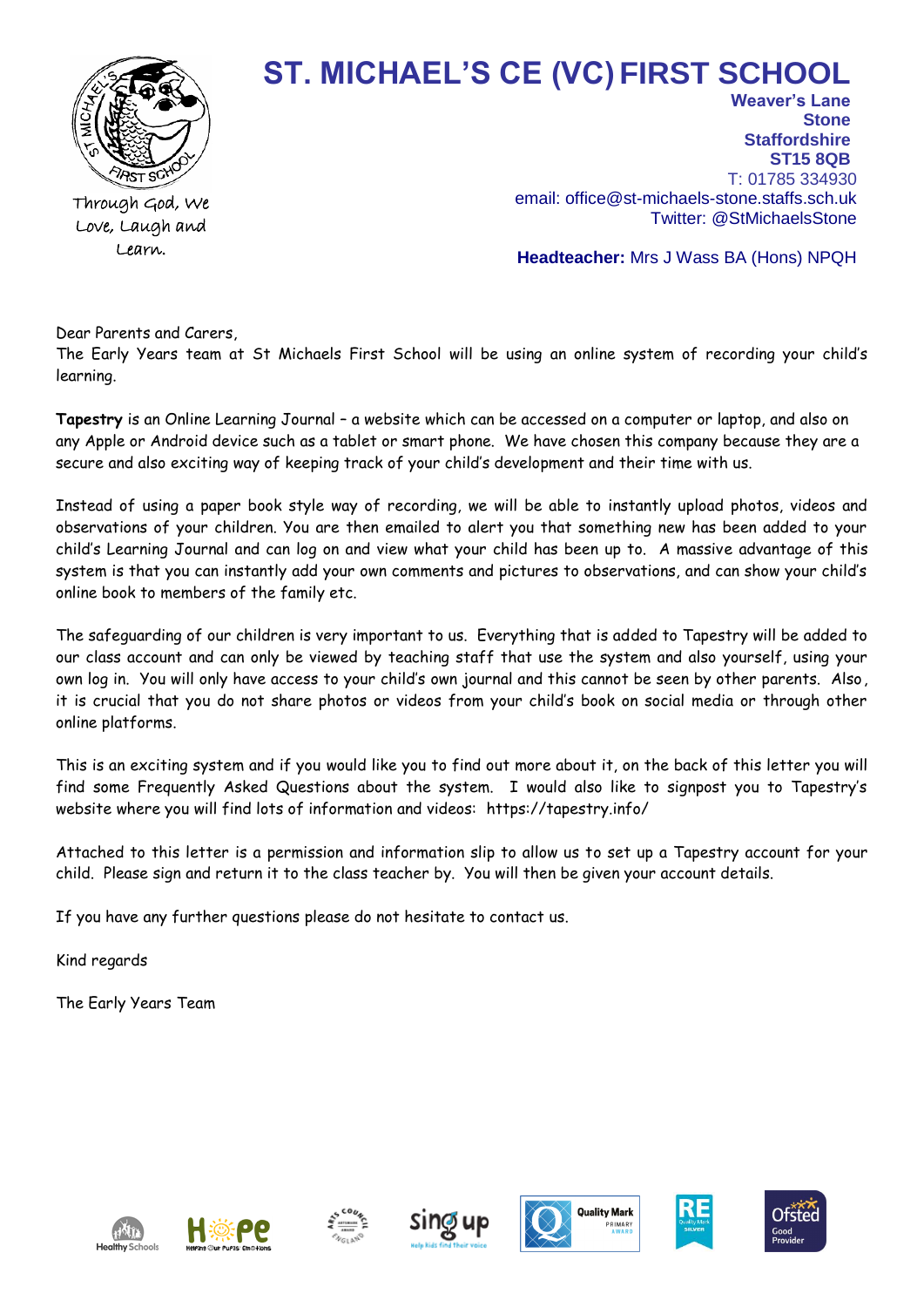# ST. MICHAEL'S CE (VC) FIRST SCHOOL

Through God, We Love, Laugh and Learn.

**Weaver's Lane**
**Stone**
**Staffordshire**
**ST15 8QB**
T: 01785 334930
email: office@st-michaels-stone.staffs.sch.uk
Twitter: @StMichaelsStone

**Headteacher:** Mrs J Wass BA (Hons) NPQH

Dear Parents and Carers,

The Early Years team at St Michaels First School will be using an online system of recording your child's learning.

**Tapestry** is an Online Learning Journal – a website which can be accessed on a computer or laptop, and also on any Apple or Android device such as a tablet or smart phone. We have chosen this company because they are a secure and also exciting way of keeping track of your child's development and their time with us.

Instead of using a paper book style way of recording, we will be able to instantly upload photos, videos and observations of your children. You are then emailed to alert you that something new has been added to your child's Learning Journal and can log on and view what your child has been up to. A massive advantage of this system is that you can instantly add your own comments and pictures to observations, and can show your child's online book to members of the family etc.

The safeguarding of our children is very important to us. Everything that is added to Tapestry will be added to our class account and can only be viewed by teaching staff that use the system and also yourself, using your own log in. You will only have access to your child's own journal and this cannot be seen by other parents. Also, it is crucial that you do not share photos or videos from your child's book on social media or through other online platforms.

This is an exciting system and if you would like you to find out more about it, on the back of this letter you will find some Frequently Asked Questions about the system. I would also like to signpost you to Tapestry's website where you will find lots of information and videos: https://tapestry.info/

Attached to this letter is a permission and information slip to allow us to set up a Tapestry account for your child. Please sign and return it to the class teacher by. You will then be given your account details.

If you have any further questions please do not hesitate to contact us.

Kind regards

The Early Years Team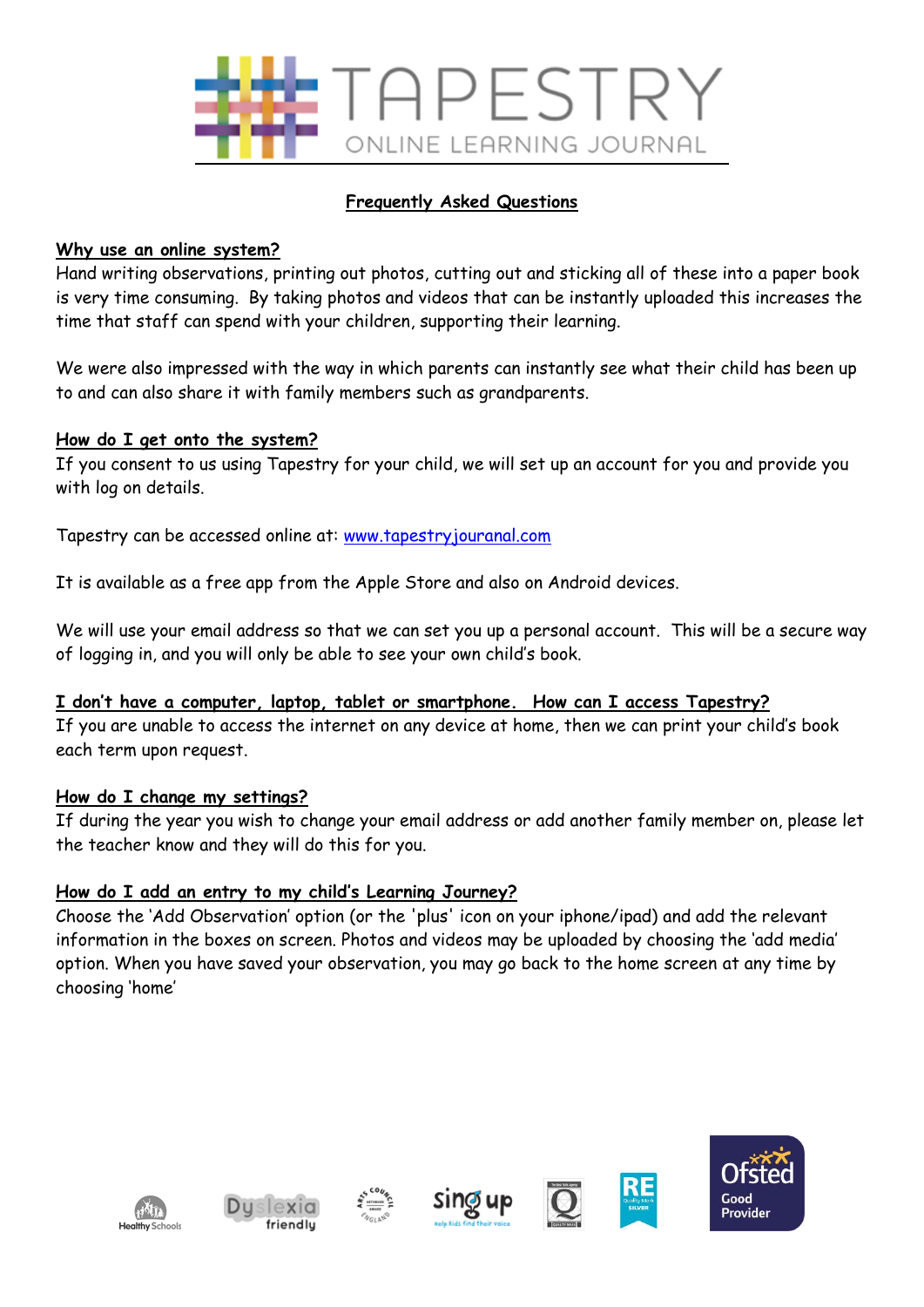# TAPESTRY

ONLINE LEARNING JOURNAL

## Frequently Asked Questions

### Why use an online system?

Hand writing observations, printing out photos, cutting out and sticking all of these into a paper book is very time consuming. By taking photos and videos that can be instantly uploaded this increases the time that staff can spend with your children, supporting their learning.

We were also impressed with the way in which parents can instantly see what their child has been up to and can also share it with family members such as grandparents.

### How do I get onto the system?

If you consent to us using Tapestry for your child, we will set up an account for you and provide you with log on details.

Tapestry can be accessed online at: www.tapestryjouranal.com

It is available as a free app from the Apple Store and also on Android devices.

We will use your email address so that we can set you up a personal account. This will be a secure way of logging in, and you will only be able to see your own child's book.

### I don't have a computer, laptop, tablet or smartphone. How can I access Tapestry?

If you are unable to access the internet on any device at home, then we can print your child's book each term upon request.

### How do I change my settings?

If during the year you wish to change your email address or add another family member on, please let the teacher know and they will do this for you.

### How do I add an entry to my child's Learning Journey?

Choose the 'Add Observation' option (or the 'plus' icon on your iphone/ipad) and add the relevant information in the boxes on screen. Photos and videos may be uploaded by choosing the 'add media' option. When you have saved your observation, you may go back to the home screen at any time by choosing 'home'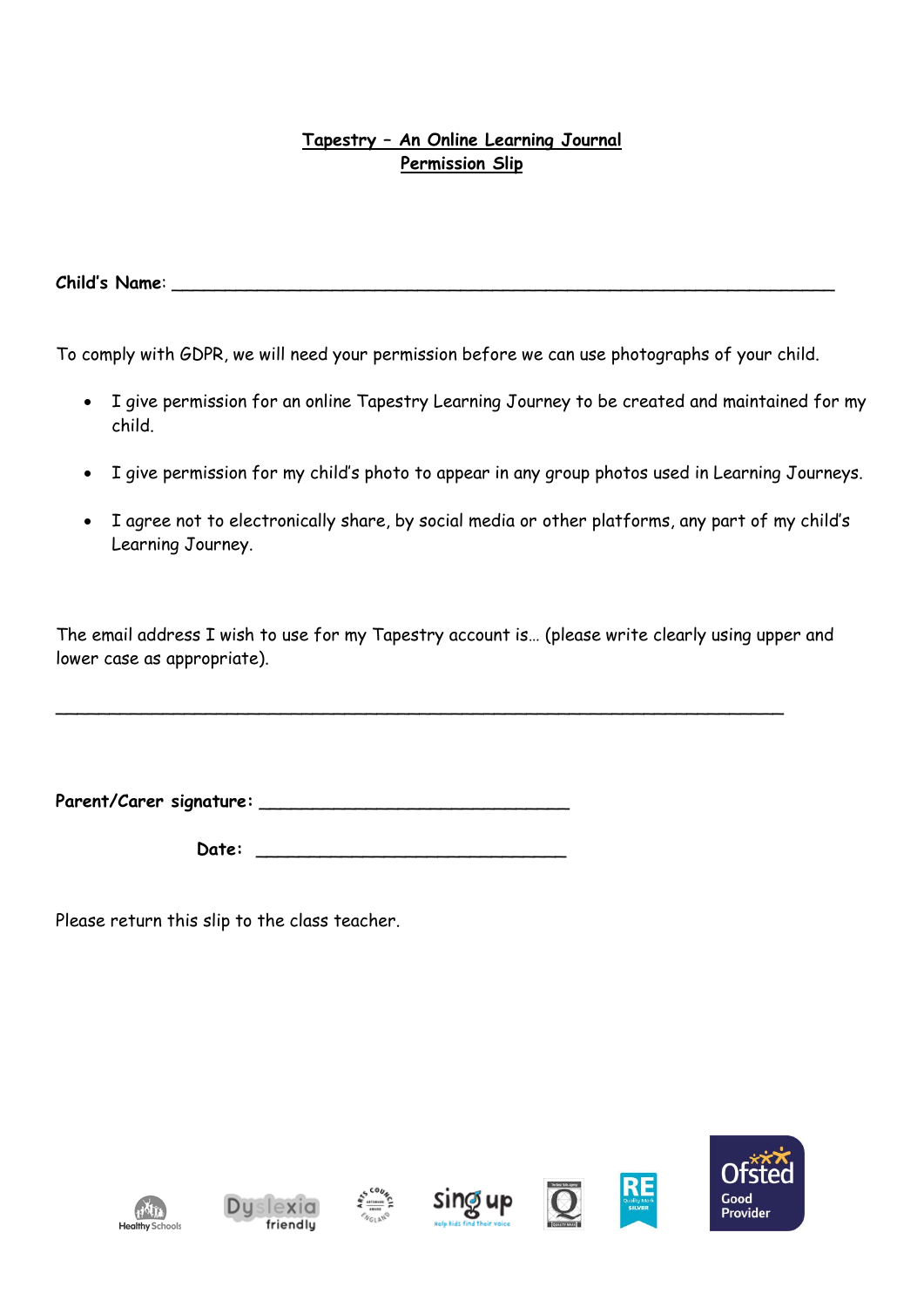# Tapestry – An Online Learning Journal
## Permission Slip

**Child's Name**: ________________________________________________________________

To comply with GDPR, we will need your permission before we can use photographs of your child.

- I give permission for an online Tapestry Learning Journey to be created and maintained for my child.
- I give permission for my child's photo to appear in any group photos used in Learning Journeys.
- I agree not to electronically share, by social media or other platforms, any part of my child's Learning Journey.

The email address I wish to use for my Tapestry account is… (please write clearly using upper and lower case as appropriate).

______________________________________________________________________

**Parent/Carer signature:** ______________________________

**Date:** ______________________________

Please return this slip to the class teacher.